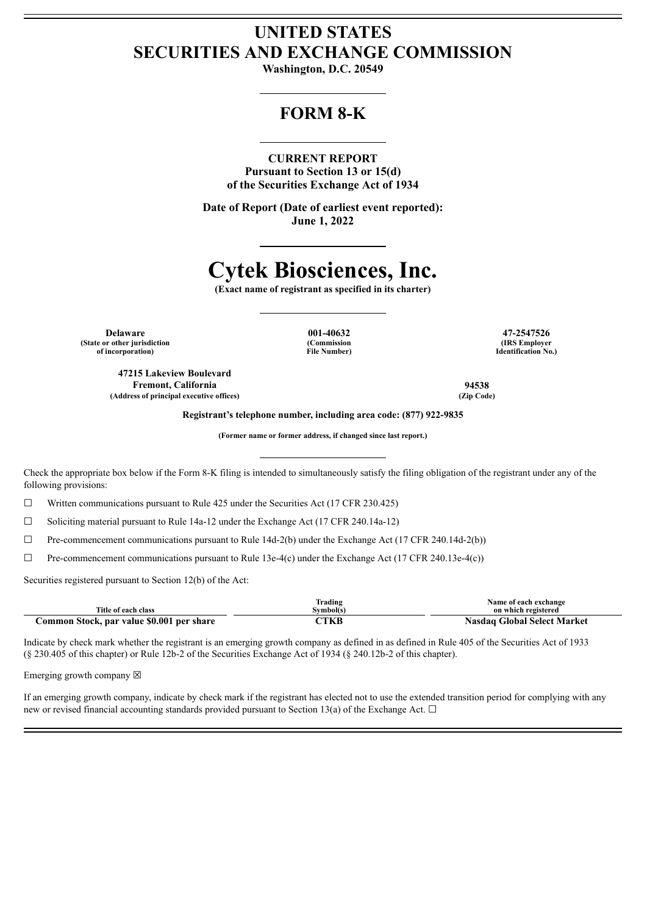# UNITED STATES
# SECURITIES AND EXCHANGE COMMISSION

**Washington, D.C. 20549**

## FORM 8-K

**CURRENT REPORT**
**Pursuant to Section 13 or 15(d)**
**of the Securities Exchange Act of 1934**

**Date of Report (Date of earliest event reported):**
**June 1, 2022**

# Cytek Biosciences, Inc.

**(Exact name of registrant as specified in its charter)**

| **Delaware** | **001-40632** | **47-2547526** |
|---|---|---|
| **(State or other jurisdiction of incorporation)** | **(Commission File Number)** | **(IRS Employer Identification No.)** |

| **47215 Lakeview Boulevard Fremont, California** | **94538** |
|---|---|
| **(Address of principal executive offices)** | **(Zip Code)** |

**Registrant's telephone number, including area code: (877) 922-9835**

**(Former name or former address, if changed since last report.)**

Check the appropriate box below if the Form 8-K filing is intended to simultaneously satisfy the filing obligation of the registrant under any of the following provisions:

☐ Written communications pursuant to Rule 425 under the Securities Act (17 CFR 230.425)

☐ Soliciting material pursuant to Rule 14a-12 under the Exchange Act (17 CFR 240.14a-12)

☐ Pre-commencement communications pursuant to Rule 14d-2(b) under the Exchange Act (17 CFR 240.14d-2(b))

☐ Pre-commencement communications pursuant to Rule 13e-4(c) under the Exchange Act (17 CFR 240.13e-4(c))

Securities registered pursuant to Section 12(b) of the Act:

| Title of each class | Trading Symbol(s) | Name of each exchange on which registered |
|---|---|---|
| **Common Stock, par value $0.001 per share** | **CTKB** | **Nasdaq Global Select Market** |

Indicate by check mark whether the registrant is an emerging growth company as defined in as defined in Rule 405 of the Securities Act of 1933 (§ 230.405 of this chapter) or Rule 12b-2 of the Securities Exchange Act of 1934 (§ 240.12b-2 of this chapter).

Emerging growth company ☒

If an emerging growth company, indicate by check mark if the registrant has elected not to use the extended transition period for complying with any new or revised financial accounting standards provided pursuant to Section 13(a) of the Exchange Act. ☐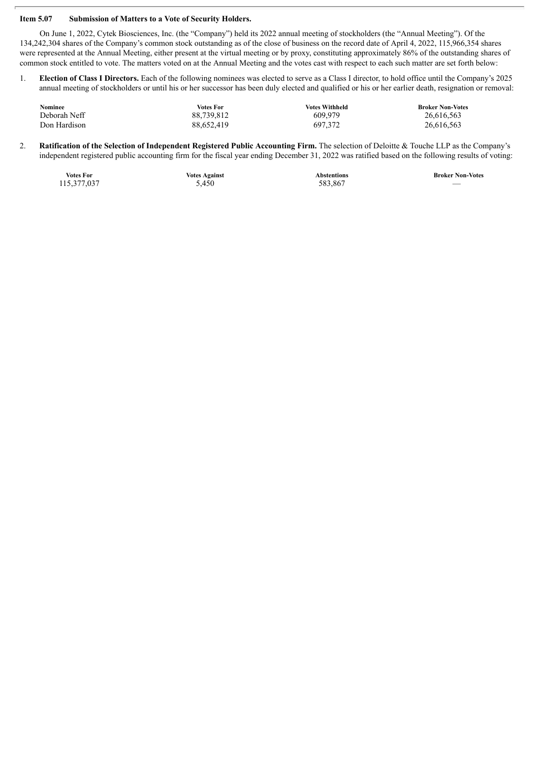### Item 5.07 Submission of Matters to a Vote of Security Holders.

On June 1, 2022, Cytek Biosciences, Inc. (the "Company") held its 2022 annual meeting of stockholders (the "Annual Meeting"). Of the 134,242,304 shares of the Company's common stock outstanding as of the close of business on the record date of April 4, 2022, 115,966,354 shares were represented at the Annual Meeting, either present at the virtual meeting or by proxy, constituting approximately 86% of the outstanding shares of common stock entitled to vote. The matters voted on at the Annual Meeting and the votes cast with respect to each such matter are set forth below:

1. **Election of Class I Directors.** Each of the following nominees was elected to serve as a Class I director, to hold office until the Company's 2025 annual meeting of stockholders or until his or her successor has been duly elected and qualified or his or her earlier death, resignation or removal:

| Nominee | Votes For | Votes Withheld | Broker Non-Votes |
|---|---|---|---|
| Deborah Neff | 88,739,812 | 609,979 | 26,616,563 |
| Don Hardison | 88,652,419 | 697,372 | 26,616,563 |

2. **Ratification of the Selection of Independent Registered Public Accounting Firm.** The selection of Deloitte & Touche LLP as the Company's independent registered public accounting firm for the fiscal year ending December 31, 2022 was ratified based on the following results of voting:

| Votes For | Votes Against | Abstentions | Broker Non-Votes |
|---|---|---|---|
| 115,377,037 | 5,450 | 583,867 | — |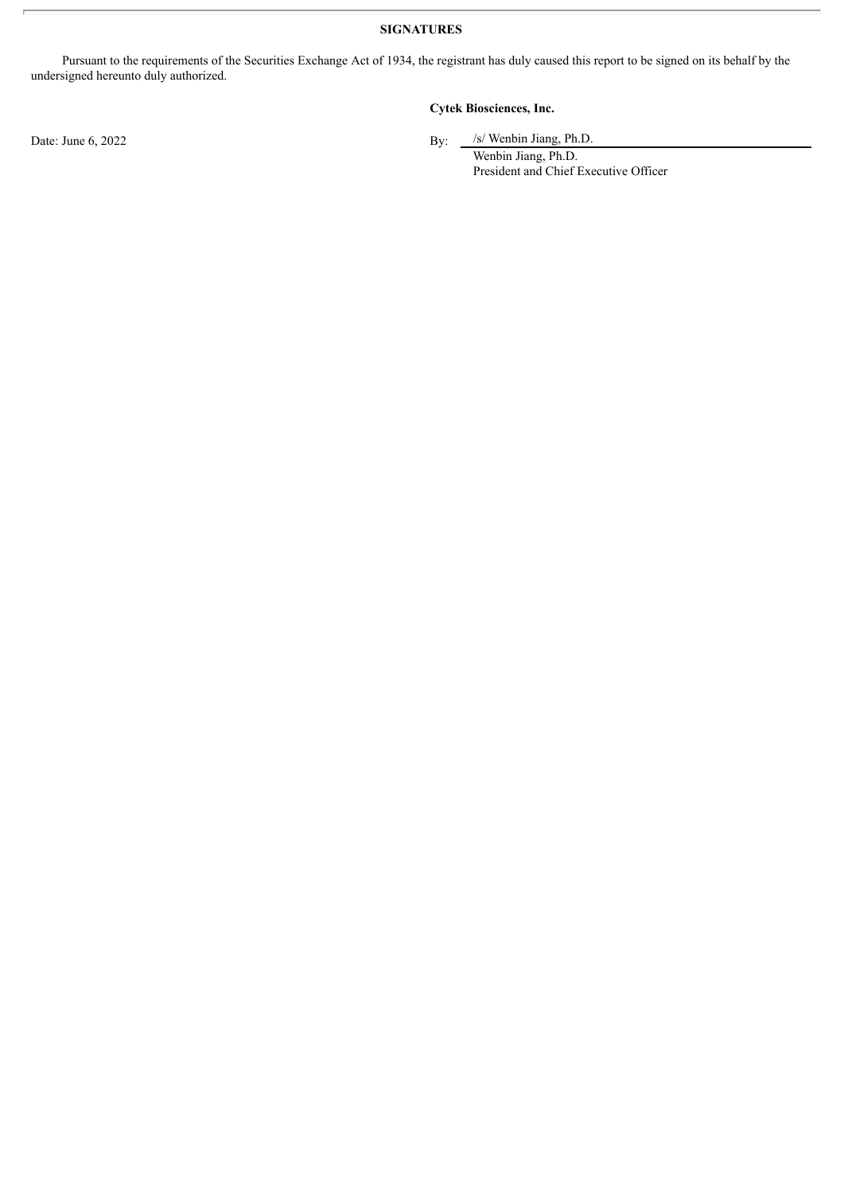**SIGNATURES**

Pursuant to the requirements of the Securities Exchange Act of 1934, the registrant has duly caused this report to be signed on its behalf by the undersigned hereunto duly authorized.

**Cytek Biosciences, Inc.**

Date: June 6, 2022

By: /s/ Wenbin Jiang, Ph.D.

Wenbin Jiang, Ph.D.
President and Chief Executive Officer